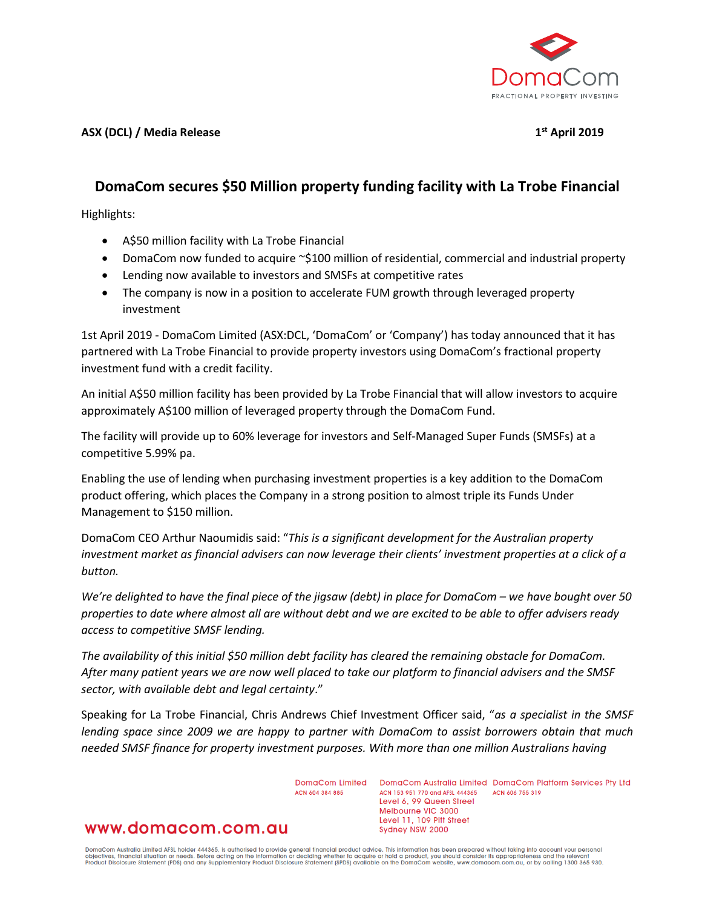**ASX (DCL) / Media Release** **1st April 2019**

## DomaCom secures $50 Million property funding facility with La Trobe Financial

Highlights:

- A$50 million facility with La Trobe Financial
- DomaCom now funded to acquire ~$100 million of residential, commercial and industrial property
- Lending now available to investors and SMSFs at competitive rates
- The company is now in a position to accelerate FUM growth through leveraged property investment

1st April 2019 - DomaCom Limited (ASX:DCL, 'DomaCom' or 'Company') has today announced that it has partnered with La Trobe Financial to provide property investors using DomaCom's fractional property investment fund with a credit facility.

An initial A$50 million facility has been provided by La Trobe Financial that will allow investors to acquire approximately A$100 million of leveraged property through the DomaCom Fund.

The facility will provide up to 60% leverage for investors and Self-Managed Super Funds (SMSFs) at a competitive 5.99% pa.

Enabling the use of lending when purchasing investment properties is a key addition to the DomaCom product offering, which places the Company in a strong position to almost triple its Funds Under Management to $150 million.

DomaCom CEO Arthur Naoumidis said: "*This is a significant development for the Australian property investment market as financial advisers can now leverage their clients' investment properties at a click of a button.*

*We're delighted to have the final piece of the jigsaw (debt) in place for DomaCom – we have bought over 50 properties to date where almost all are without debt and we are excited to be able to offer advisers ready access to competitive SMSF lending.*

*The availability of this initial $50 million debt facility has cleared the remaining obstacle for DomaCom. After many patient years we are now well placed to take our platform to financial advisers and the SMSF sector, with available debt and legal certainty*."

Speaking for La Trobe Financial, Chris Andrews Chief Investment Officer said, "*as a specialist in the SMSF lending space since 2009 we are happy to partner with DomaCom to assist borrowers obtain that much needed SMSF finance for property investment purposes. With more than one million Australians having*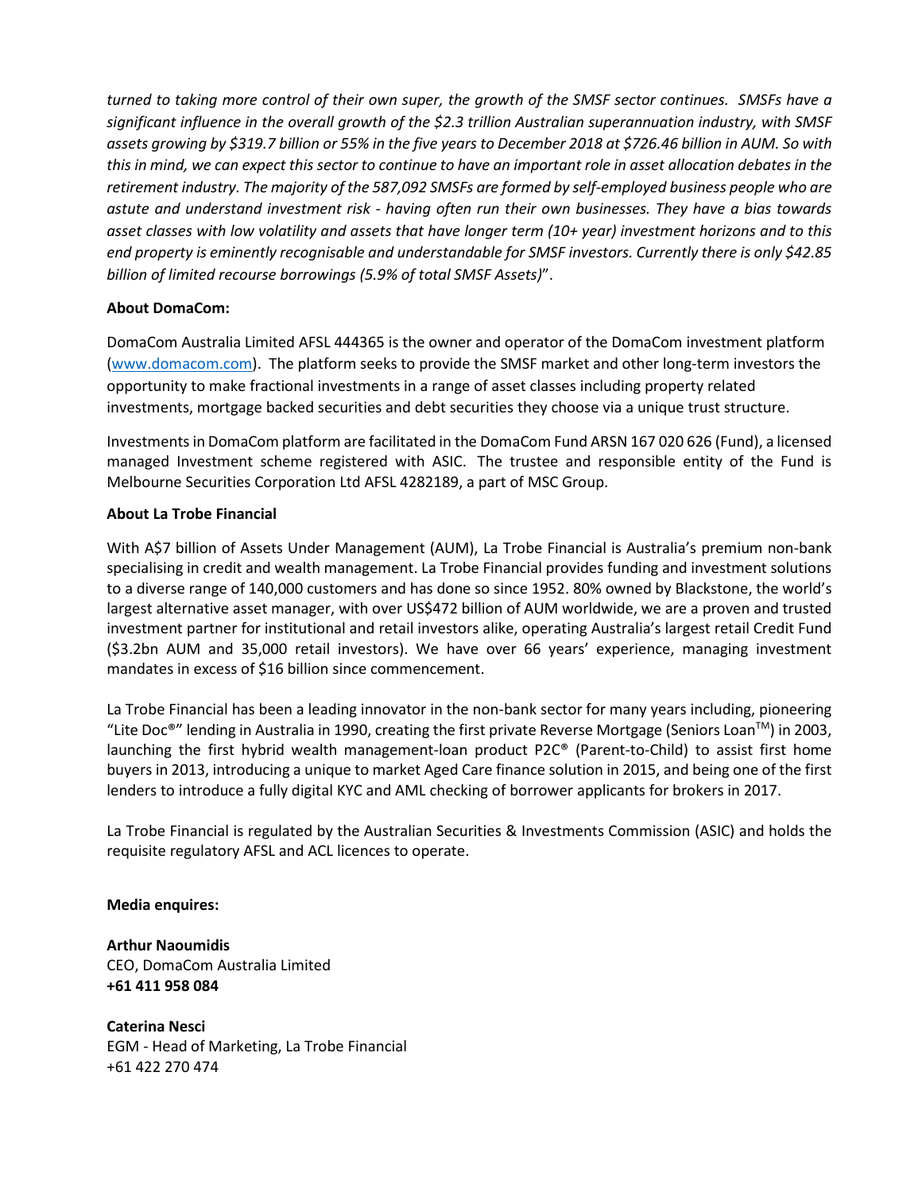*turned to taking more control of their own super, the growth of the SMSF sector continues. SMSFs have a significant influence in the overall growth of the $2.3 trillion Australian superannuation industry, with SMSF assets growing by $319.7 billion or 55% in the five years to December 2018 at $726.46 billion in AUM. So with this in mind, we can expect this sector to continue to have an important role in asset allocation debates in the retirement industry. The majority of the 587,092 SMSFs are formed by self-employed business people who are astute and understand investment risk - having often run their own businesses. They have a bias towards asset classes with low volatility and assets that have longer term (10+ year) investment horizons and to this end property is eminently recognisable and understandable for SMSF investors. Currently there is only $42.85 billion of limited recourse borrowings (5.9% of total SMSF Assets)*".

**About DomaCom:**

DomaCom Australia Limited AFSL 444365 is the owner and operator of the DomaCom investment platform (www.domacom.com). The platform seeks to provide the SMSF market and other long-term investors the opportunity to make fractional investments in a range of asset classes including property related investments, mortgage backed securities and debt securities they choose via a unique trust structure.

Investments in DomaCom platform are facilitated in the DomaCom Fund ARSN 167 020 626 (Fund), a licensed managed Investment scheme registered with ASIC. The trustee and responsible entity of the Fund is Melbourne Securities Corporation Ltd AFSL 4282189, a part of MSC Group.

**About La Trobe Financial**

With A$7 billion of Assets Under Management (AUM), La Trobe Financial is Australia's premium non-bank specialising in credit and wealth management. La Trobe Financial provides funding and investment solutions to a diverse range of 140,000 customers and has done so since 1952. 80% owned by Blackstone, the world's largest alternative asset manager, with over US$472 billion of AUM worldwide, we are a proven and trusted investment partner for institutional and retail investors alike, operating Australia's largest retail Credit Fund ($3.2bn AUM and 35,000 retail investors). We have over 66 years' experience, managing investment mandates in excess of $16 billion since commencement.

La Trobe Financial has been a leading innovator in the non-bank sector for many years including, pioneering "Lite Doc®" lending in Australia in 1990, creating the first private Reverse Mortgage (Seniors Loan™) in 2003, launching the first hybrid wealth management-loan product P2C® (Parent-to-Child) to assist first home buyers in 2013, introducing a unique to market Aged Care finance solution in 2015, and being one of the first lenders to introduce a fully digital KYC and AML checking of borrower applicants for brokers in 2017.

La Trobe Financial is regulated by the Australian Securities & Investments Commission (ASIC) and holds the requisite regulatory AFSL and ACL licences to operate.

**Media enquires:**

**Arthur Naoumidis**
CEO, DomaCom Australia Limited
**+61 411 958 084**

**Caterina Nesci**
EGM - Head of Marketing, La Trobe Financial
+61 422 270 474